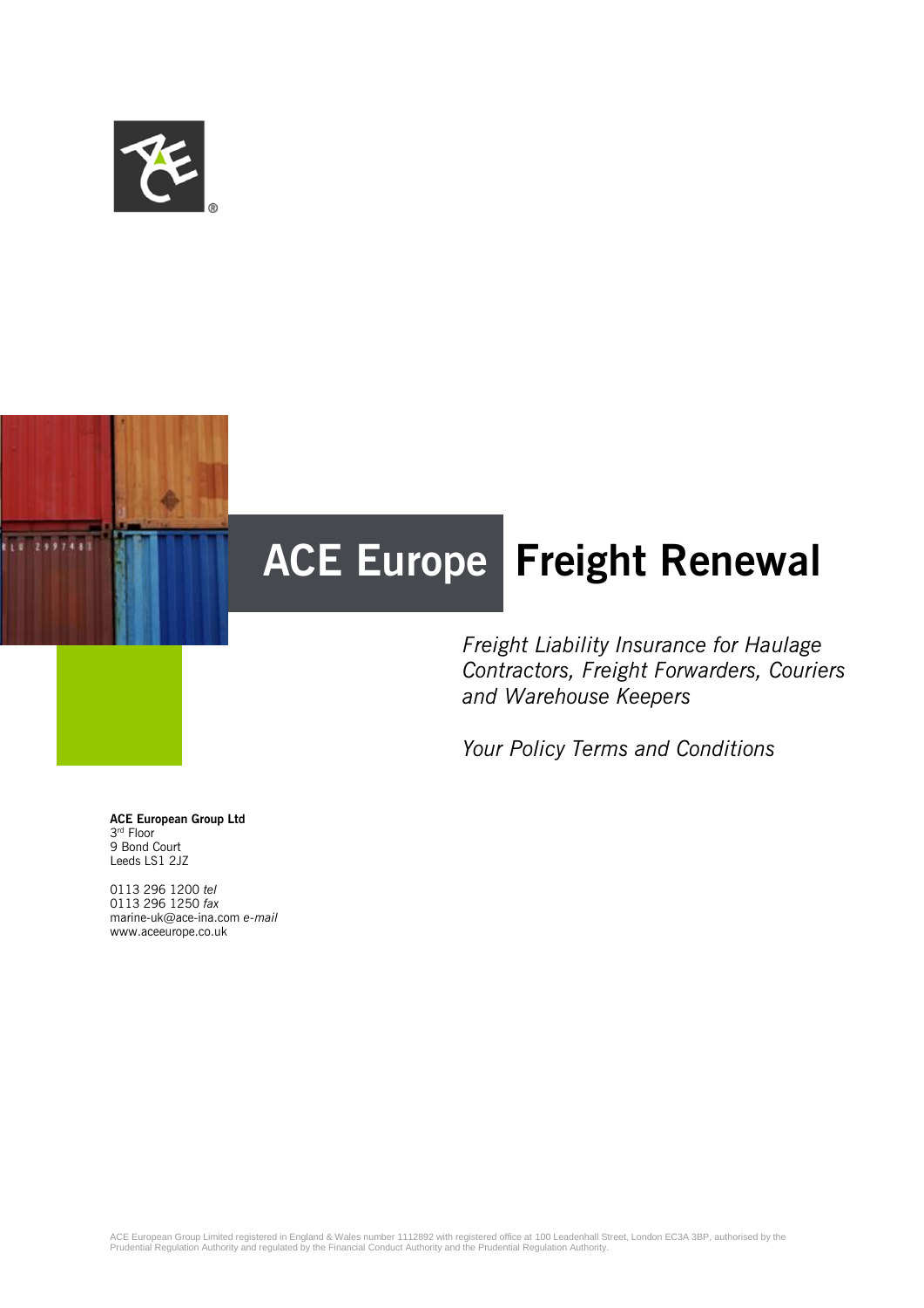# ACE Europe Freight Renewal

*Freight Liability Insurance for Haulage Contractors, Freight Forwarders, Couriers and Warehouse Keepers*

*Your Policy Terms and Conditions*

**ACE European Group Ltd**
3rd Floor
9 Bond Court
Leeds LS1 2JZ

0113 296 1200 *tel*
0113 296 1250 *fax*
marine-uk@ace-ina.com *e-mail*
www.aceeurope.co.uk

ACE European Group Limited registered in England & Wales number 1112892 with registered office at 100 Leadenhall Street, London EC3A 3BP, authorised by the Prudential Regulation Authority and regulated by the Financial Conduct Authority and the Prudential Regulation Authority.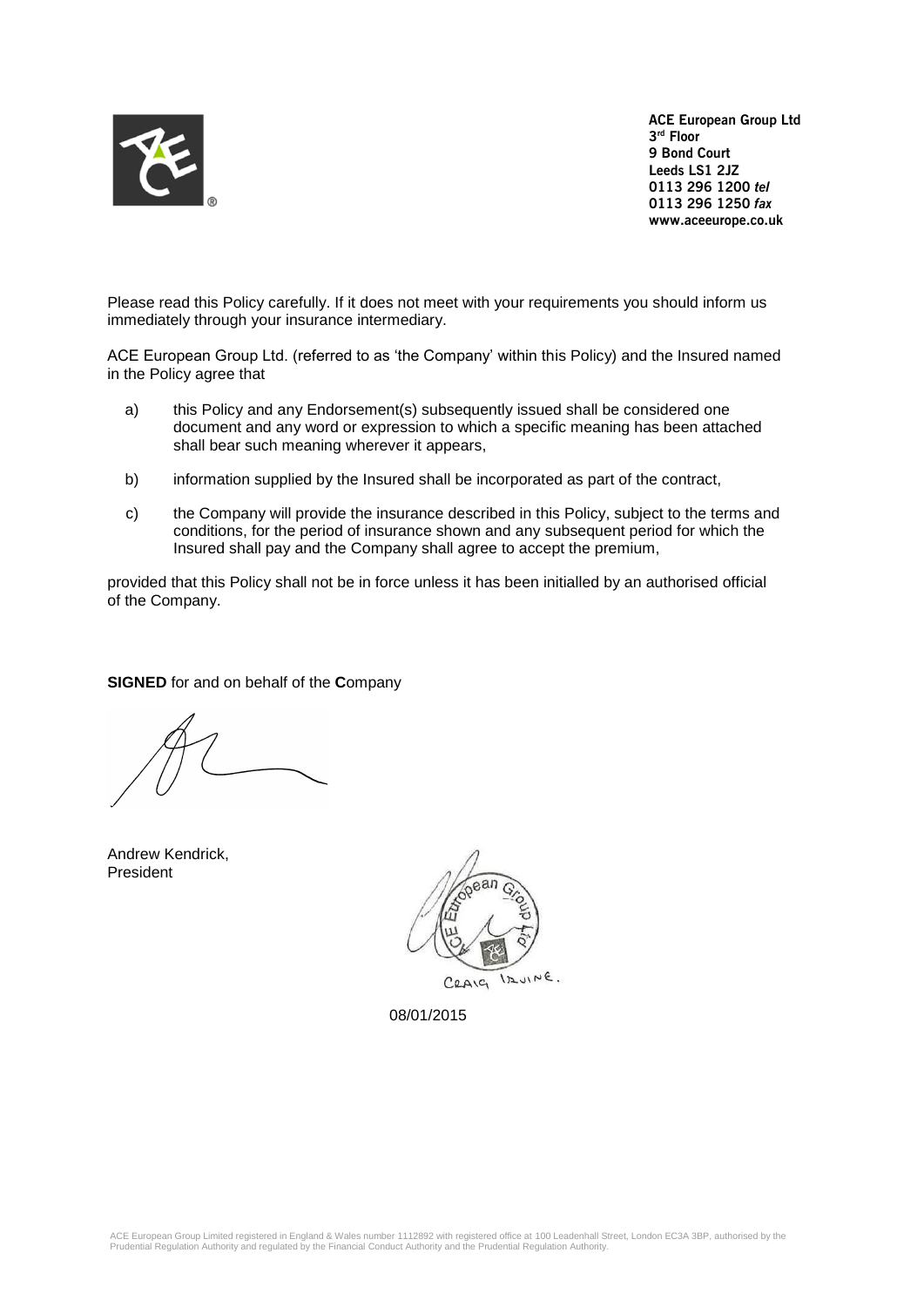ACE European Group Ltd
3rd Floor
9 Bond Court
Leeds LS1 2JZ
0113 296 1200 *tel*
0113 296 1250 *fax*
www.aceeurope.co.uk

Please read this Policy carefully. If it does not meet with your requirements you should inform us immediately through your insurance intermediary.

ACE European Group Ltd. (referred to as 'the Company' within this Policy) and the Insured named in the Policy agree that

a) this Policy and any Endorsement(s) subsequently issued shall be considered one document and any word or expression to which a specific meaning has been attached shall bear such meaning wherever it appears,

b) information supplied by the Insured shall be incorporated as part of the contract,

c) the Company will provide the insurance described in this Policy, subject to the terms and conditions, for the period of insurance shown and any subsequent period for which the Insured shall pay and the Company shall agree to accept the premium,

provided that this Policy shall not be in force unless it has been initialled by an authorised official of the Company.

**SIGNED** for and on behalf of the **C**ompany

Andrew Kendrick,
President

ACE European Group Ltd

CRAIG IRVINE.

08/01/2015

ACE European Group Limited registered in England & Wales number 1112892 with registered office at 100 Leadenhall Street, London EC3A 3BP, authorised by the Prudential Regulation Authority and regulated by the Financial Conduct Authority and the Prudential Regulation Authority.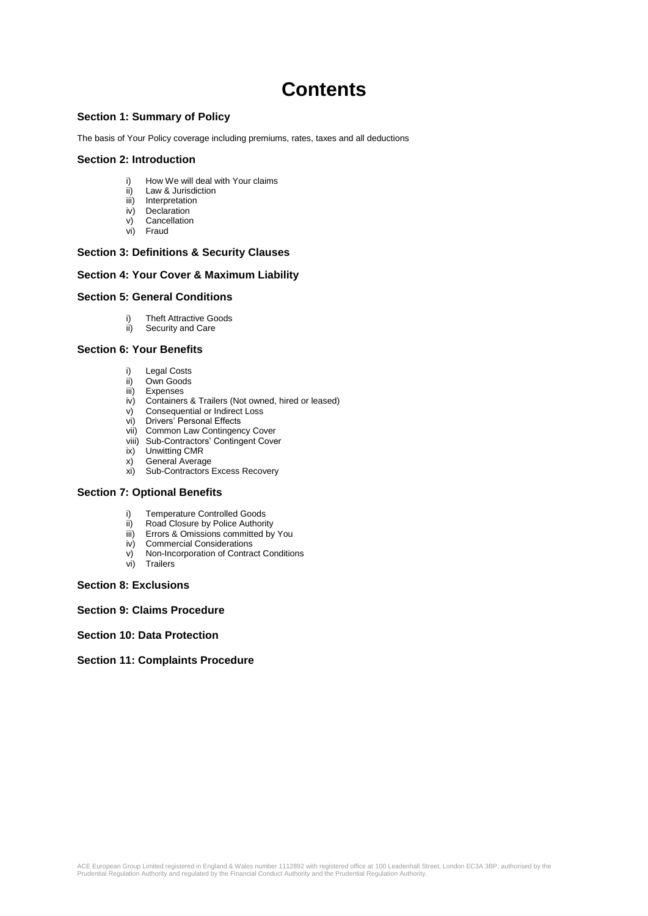# Contents

## Section 1: Summary of Policy

The basis of Your Policy coverage including premiums, rates, taxes and all deductions

## Section 2: Introduction

i) How We will deal with Your claims
ii) Law & Jurisdiction
iii) Interpretation
iv) Declaration
v) Cancellation
vi) Fraud

## Section 3: Definitions & Security Clauses

## Section 4: Your Cover & Maximum Liability

## Section 5: General Conditions

i) Theft Attractive Goods
ii) Security and Care

## Section 6: Your Benefits

i) Legal Costs
ii) Own Goods
iii) Expenses
iv) Containers & Trailers (Not owned, hired or leased)
v) Consequential or Indirect Loss
vi) Drivers' Personal Effects
vii) Common Law Contingency Cover
viii) Sub-Contractors' Contingent Cover
ix) Unwitting CMR
x) General Average
xi) Sub-Contractors Excess Recovery

## Section 7: Optional Benefits

i) Temperature Controlled Goods
ii) Road Closure by Police Authority
iii) Errors & Omissions committed by You
iv) Commercial Considerations
v) Non-Incorporation of Contract Conditions
vi) Trailers

## Section 8: Exclusions

## Section 9: Claims Procedure

## Section 10: Data Protection

## Section 11: Complaints Procedure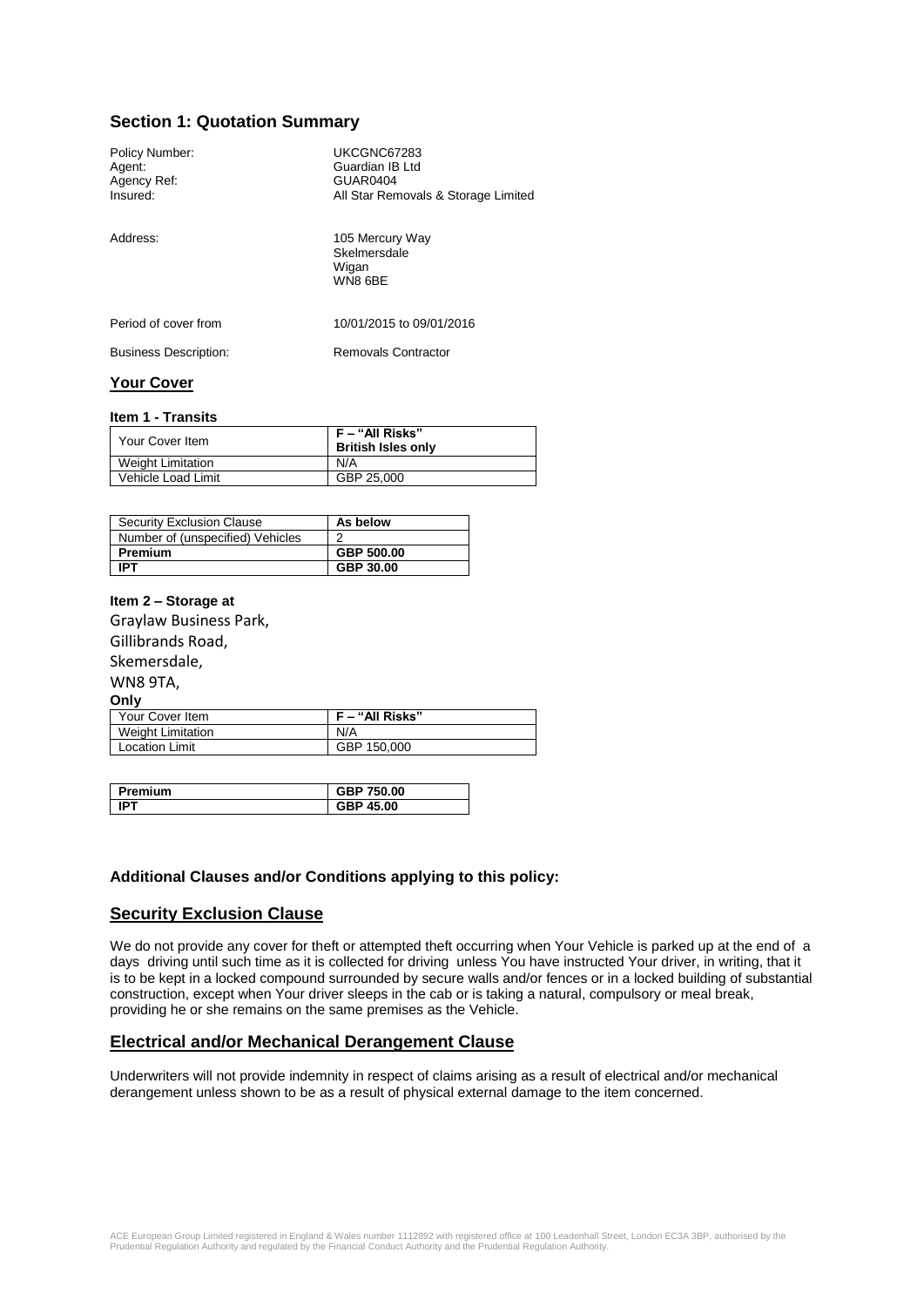## Section 1: Quotation Summary

| | |
|---|---|
| Policy Number: | UKCGNC67283 |
| Agent: | Guardian IB Ltd |
| Agency Ref: | GUAR0404 |
| Insured: | All Star Removals & Storage Limited |
| Address: | 105 Mercury Way<br>Skelmersdale<br>Wigan<br>WN8 6BE |
| Period of cover from | 10/01/2015 to 09/01/2016 |
| Business Description: | Removals Contractor |

### Your Cover

#### Item 1 - Transits

| Your Cover Item | **F – "All Risks" British Isles only** |
|---|---|
| Weight Limitation | N/A |
| Vehicle Load Limit | GBP 25,000 |

| Security Exclusion Clause | **As below** |
|---|---|
| Number of (unspecified) Vehicles | 2 |
| **Premium** | **GBP 500.00** |
| **IPT** | **GBP 30.00** |

#### Item 2 – Storage at

Graylaw Business Park,
Gillibrands Road,
Skemersdale,
WN8 9TA,

**Only**

| Your Cover Item | **F – "All Risks"** |
|---|---|
| Weight Limitation | N/A |
| Location Limit | GBP 150,000 |

| **Premium** | **GBP 750.00** |
|---|---|
| **IPT** | **GBP 45.00** |

### Additional Clauses and/or Conditions applying to this policy:

## Security Exclusion Clause

We do not provide any cover for theft or attempted theft occurring when Your Vehicle is parked up at the end of a days driving until such time as it is collected for driving unless You have instructed Your driver, in writing, that it is to be kept in a locked compound surrounded by secure walls and/or fences or in a locked building of substantial construction, except when Your driver sleeps in the cab or is taking a natural, compulsory or meal break, providing he or she remains on the same premises as the Vehicle.

## Electrical and/or Mechanical Derangement Clause

Underwriters will not provide indemnity in respect of claims arising as a result of electrical and/or mechanical derangement unless shown to be as a result of physical external damage to the item concerned.

ACE European Group Limited registered in England & Wales number 1112892 with registered office at 100 Leadenhall Street, London EC3A 3BP, authorised by the Prudential Regulation Authority and regulated by the Financial Conduct Authority and the Prudential Regulation Authority.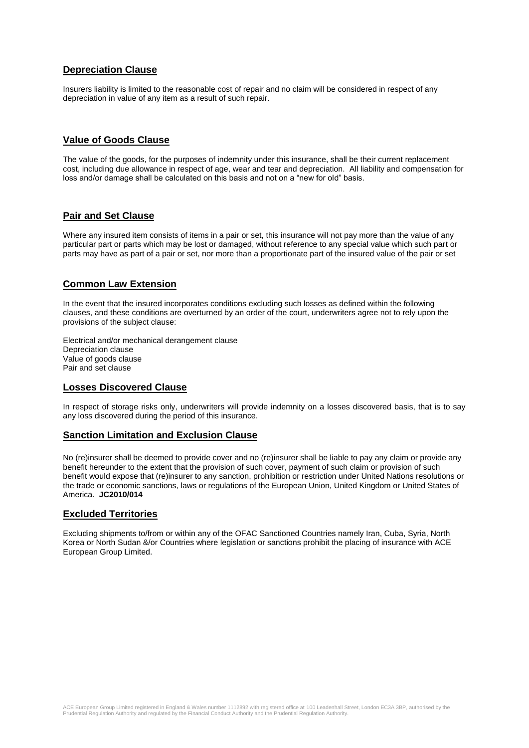## Depreciation Clause

Insurers liability is limited to the reasonable cost of repair and no claim will be considered in respect of any depreciation in value of any item as a result of such repair.

## Value of Goods Clause

The value of the goods, for the purposes of indemnity under this insurance, shall be their current replacement cost, including due allowance in respect of age, wear and tear and depreciation. All liability and compensation for loss and/or damage shall be calculated on this basis and not on a "new for old" basis.

## Pair and Set Clause

Where any insured item consists of items in a pair or set, this insurance will not pay more than the value of any particular part or parts which may be lost or damaged, without reference to any special value which such part or parts may have as part of a pair or set, nor more than a proportionate part of the insured value of the pair or set

## Common Law Extension

In the event that the insured incorporates conditions excluding such losses as defined within the following clauses, and these conditions are overturned by an order of the court, underwriters agree not to rely upon the provisions of the subject clause:

Electrical and/or mechanical derangement clause
Depreciation clause
Value of goods clause
Pair and set clause

## Losses Discovered Clause

In respect of storage risks only, underwriters will provide indemnity on a losses discovered basis, that is to say any loss discovered during the period of this insurance.

## Sanction Limitation and Exclusion Clause

No (re)insurer shall be deemed to provide cover and no (re)insurer shall be liable to pay any claim or provide any benefit hereunder to the extent that the provision of such cover, payment of such claim or provision of such benefit would expose that (re)insurer to any sanction, prohibition or restriction under United Nations resolutions or the trade or economic sanctions, laws or regulations of the European Union, United Kingdom or United States of America. **JC2010/014**

## Excluded Territories

Excluding shipments to/from or within any of the OFAC Sanctioned Countries namely Iran, Cuba, Syria, North Korea or North Sudan &/or Countries where legislation or sanctions prohibit the placing of insurance with ACE European Group Limited.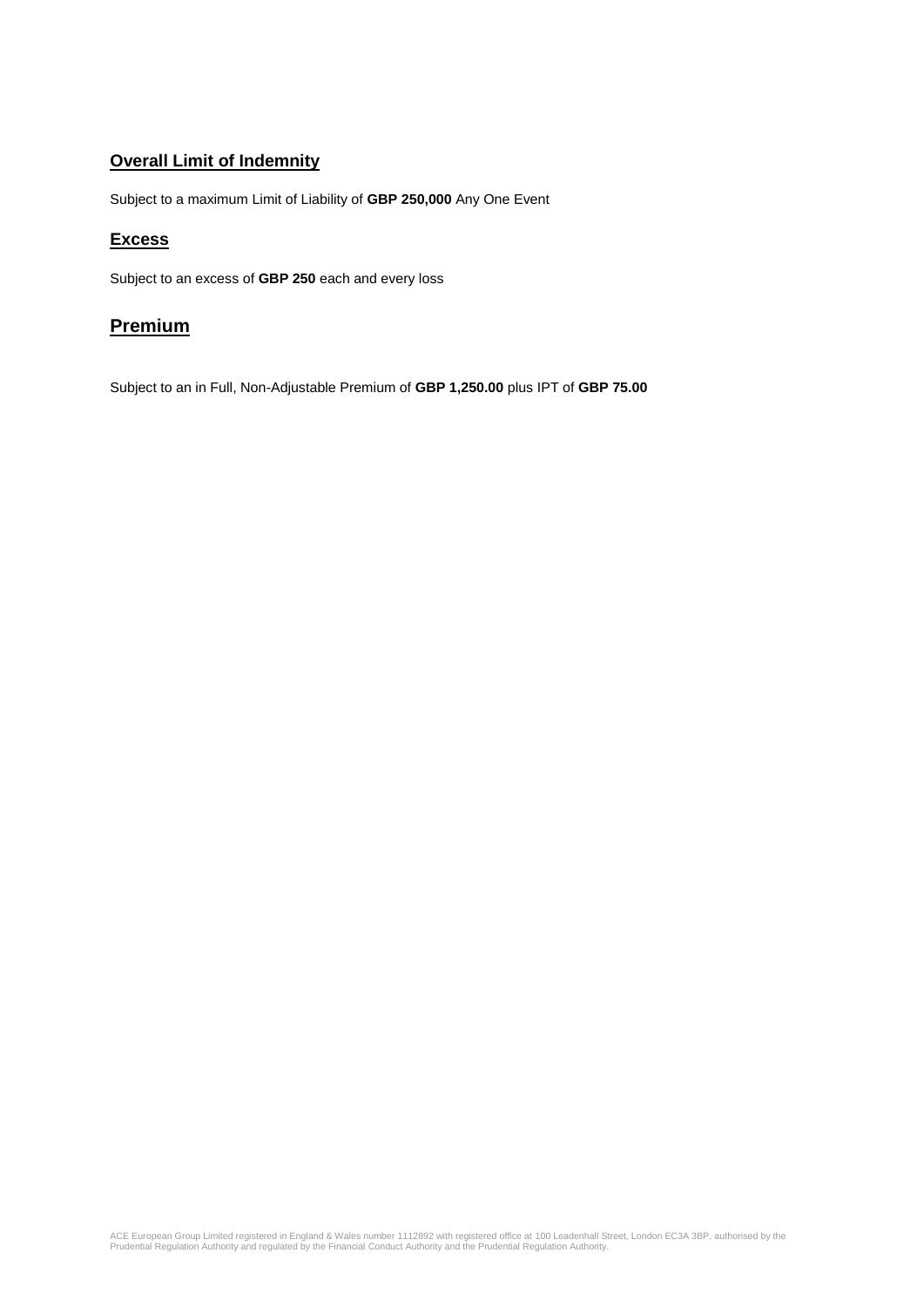## Overall Limit of Indemnity

Subject to a maximum Limit of Liability of **GBP 250,000** Any One Event

## Excess

Subject to an excess of **GBP 250** each and every loss

## Premium

Subject to an in Full, Non-Adjustable Premium of **GBP 1,250.00** plus IPT of **GBP 75.00**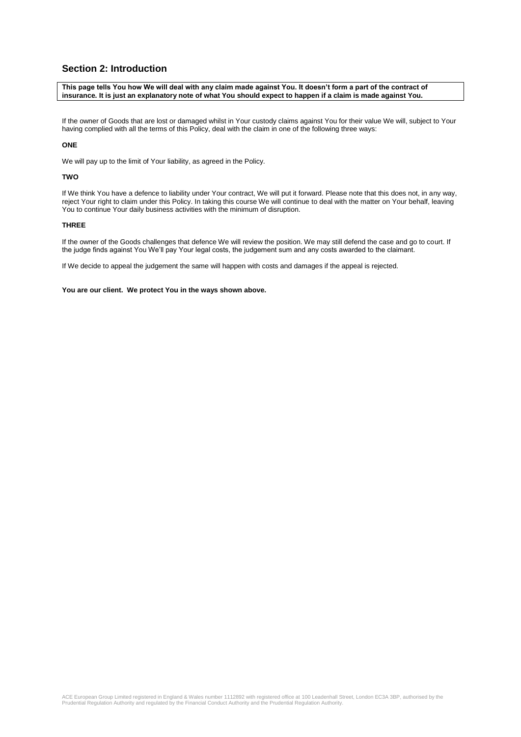## Section 2: Introduction

**This page tells You how We will deal with any claim made against You. It doesn't form a part of the contract of insurance. It is just an explanatory note of what You should expect to happen if a claim is made against You.**

If the owner of Goods that are lost or damaged whilst in Your custody claims against You for their value We will, subject to Your having complied with all the terms of this Policy, deal with the claim in one of the following three ways:

**ONE**

We will pay up to the limit of Your liability, as agreed in the Policy.

**TWO**

If We think You have a defence to liability under Your contract, We will put it forward. Please note that this does not, in any way, reject Your right to claim under this Policy. In taking this course We will continue to deal with the matter on Your behalf, leaving You to continue Your daily business activities with the minimum of disruption.

**THREE**

If the owner of the Goods challenges that defence We will review the position. We may still defend the case and go to court. If the judge finds against You We'll pay Your legal costs, the judgement sum and any costs awarded to the claimant.

If We decide to appeal the judgement the same will happen with costs and damages if the appeal is rejected.

**You are our client. We protect You in the ways shown above.**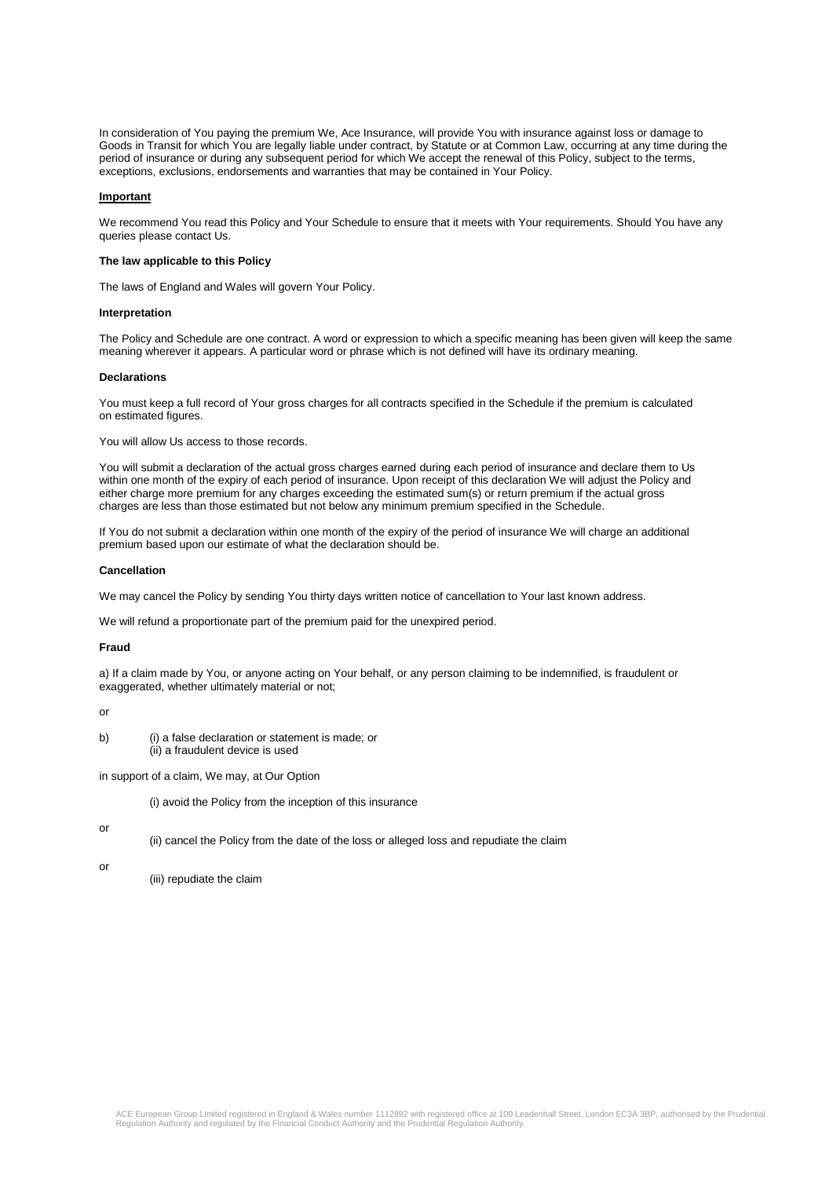In consideration of You paying the premium We, Ace Insurance, will provide You with insurance against loss or damage to Goods in Transit for which You are legally liable under contract, by Statute or at Common Law, occurring at any time during the period of insurance or during any subsequent period for which We accept the renewal of this Policy, subject to the terms, exceptions, exclusions, endorsements and warranties that may be contained in Your Policy.

**Important**

We recommend You read this Policy and Your Schedule to ensure that it meets with Your requirements. Should You have any queries please contact Us.

**The law applicable to this Policy**

The laws of England and Wales will govern Your Policy.

**Interpretation**

The Policy and Schedule are one contract. A word or expression to which a specific meaning has been given will keep the same meaning wherever it appears. A particular word or phrase which is not defined will have its ordinary meaning.

**Declarations**

You must keep a full record of Your gross charges for all contracts specified in the Schedule if the premium is calculated on estimated figures.

You will allow Us access to those records.

You will submit a declaration of the actual gross charges earned during each period of insurance and declare them to Us within one month of the expiry of each period of insurance. Upon receipt of this declaration We will adjust the Policy and either charge more premium for any charges exceeding the estimated sum(s) or return premium if the actual gross charges are less than those estimated but not below any minimum premium specified in the Schedule.

If You do not submit a declaration within one month of the expiry of the period of insurance We will charge an additional premium based upon our estimate of what the declaration should be.

**Cancellation**

We may cancel the Policy by sending You thirty days written notice of cancellation to Your last known address.

We will refund a proportionate part of the premium paid for the unexpired period.

**Fraud**

a) If a claim made by You, or anyone acting on Your behalf, or any person claiming to be indemnified, is fraudulent or exaggerated, whether ultimately material or not;

or

b) (i) a false declaration or statement is made; or
(ii) a fraudulent device is used

in support of a claim, We may, at Our Option

(i) avoid the Policy from the inception of this insurance

or

(ii) cancel the Policy from the date of the loss or alleged loss and repudiate the claim

or

(iii) repudiate the claim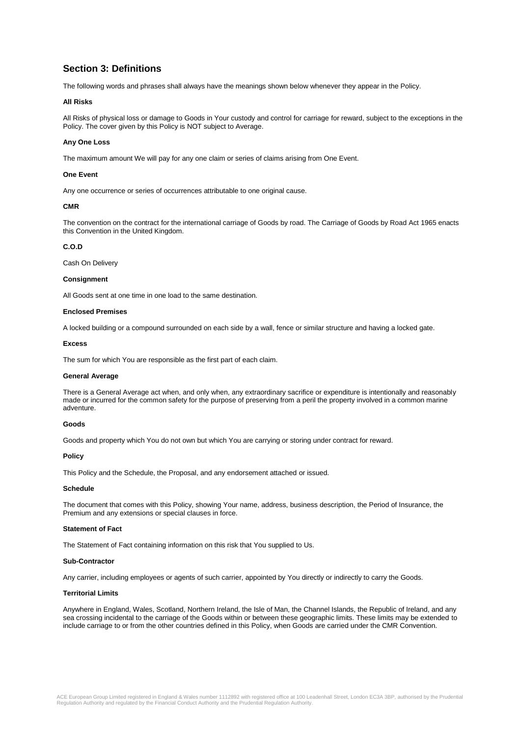## Section 3: Definitions

The following words and phrases shall always have the meanings shown below whenever they appear in the Policy.

**All Risks**

All Risks of physical loss or damage to Goods in Your custody and control for carriage for reward, subject to the exceptions in the Policy. The cover given by this Policy is NOT subject to Average.

**Any One Loss**

The maximum amount We will pay for any one claim or series of claims arising from One Event.

**One Event**

Any one occurrence or series of occurrences attributable to one original cause.

**CMR**

The convention on the contract for the international carriage of Goods by road. The Carriage of Goods by Road Act 1965 enacts this Convention in the United Kingdom.

**C.O.D**

Cash On Delivery

**Consignment**

All Goods sent at one time in one load to the same destination.

**Enclosed Premises**

A locked building or a compound surrounded on each side by a wall, fence or similar structure and having a locked gate.

**Excess**

The sum for which You are responsible as the first part of each claim.

**General Average**

There is a General Average act when, and only when, any extraordinary sacrifice or expenditure is intentionally and reasonably made or incurred for the common safety for the purpose of preserving from a peril the property involved in a common marine adventure.

**Goods**

Goods and property which You do not own but which You are carrying or storing under contract for reward.

**Policy**

This Policy and the Schedule, the Proposal, and any endorsement attached or issued.

**Schedule**

The document that comes with this Policy, showing Your name, address, business description, the Period of Insurance, the Premium and any extensions or special clauses in force.

**Statement of Fact**

The Statement of Fact containing information on this risk that You supplied to Us.

**Sub-Contractor**

Any carrier, including employees or agents of such carrier, appointed by You directly or indirectly to carry the Goods.

**Territorial Limits**

Anywhere in England, Wales, Scotland, Northern Ireland, the Isle of Man, the Channel Islands, the Republic of Ireland, and any sea crossing incidental to the carriage of the Goods within or between these geographic limits. These limits may be extended to include carriage to or from the other countries defined in this Policy, when Goods are carried under the CMR Convention.

ACE European Group Limited registered in England & Wales number 1112892 with registered office at 100 Leadenhall Street, London EC3A 3BP, authorised by the Prudential Regulation Authority and regulated by the Financial Conduct Authority and the Prudential Regulation Authority.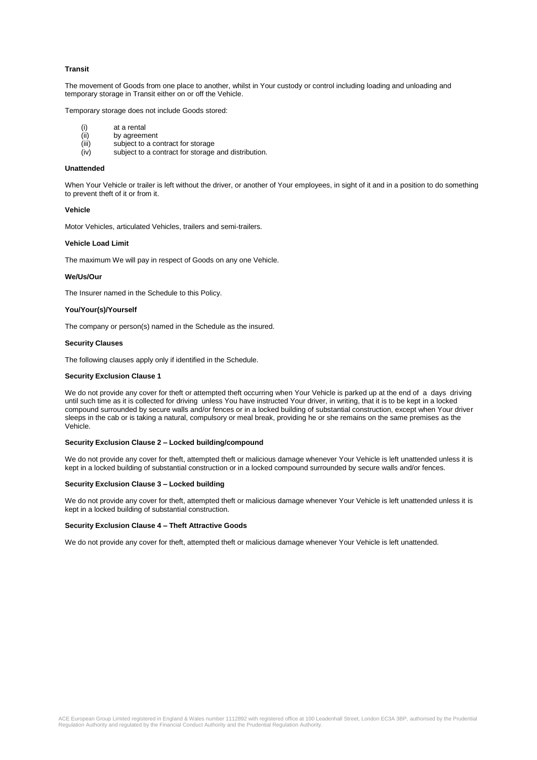**Transit**

The movement of Goods from one place to another, whilst in Your custody or control including loading and unloading and temporary storage in Transit either on or off the Vehicle.

Temporary storage does not include Goods stored:

(i) at a rental
(ii) by agreement
(iii) subject to a contract for storage
(iv) subject to a contract for storage and distribution.

**Unattended**

When Your Vehicle or trailer is left without the driver, or another of Your employees, in sight of it and in a position to do something to prevent theft of it or from it.

**Vehicle**

Motor Vehicles, articulated Vehicles, trailers and semi-trailers.

**Vehicle Load Limit**

The maximum We will pay in respect of Goods on any one Vehicle.

**We/Us/Our**

The Insurer named in the Schedule to this Policy.

**You/Your(s)/Yourself**

The company or person(s) named in the Schedule as the insured.

**Security Clauses**

The following clauses apply only if identified in the Schedule.

**Security Exclusion Clause 1**

We do not provide any cover for theft or attempted theft occurring when Your Vehicle is parked up at the end of a days driving until such time as it is collected for driving unless You have instructed Your driver, in writing, that it is to be kept in a locked compound surrounded by secure walls and/or fences or in a locked building of substantial construction, except when Your driver sleeps in the cab or is taking a natural, compulsory or meal break, providing he or she remains on the same premises as the Vehicle.

**Security Exclusion Clause 2 – Locked building/compound**

We do not provide any cover for theft, attempted theft or malicious damage whenever Your Vehicle is left unattended unless it is kept in a locked building of substantial construction or in a locked compound surrounded by secure walls and/or fences.

**Security Exclusion Clause 3 – Locked building**

We do not provide any cover for theft, attempted theft or malicious damage whenever Your Vehicle is left unattended unless it is kept in a locked building of substantial construction.

**Security Exclusion Clause 4 – Theft Attractive Goods**

We do not provide any cover for theft, attempted theft or malicious damage whenever Your Vehicle is left unattended.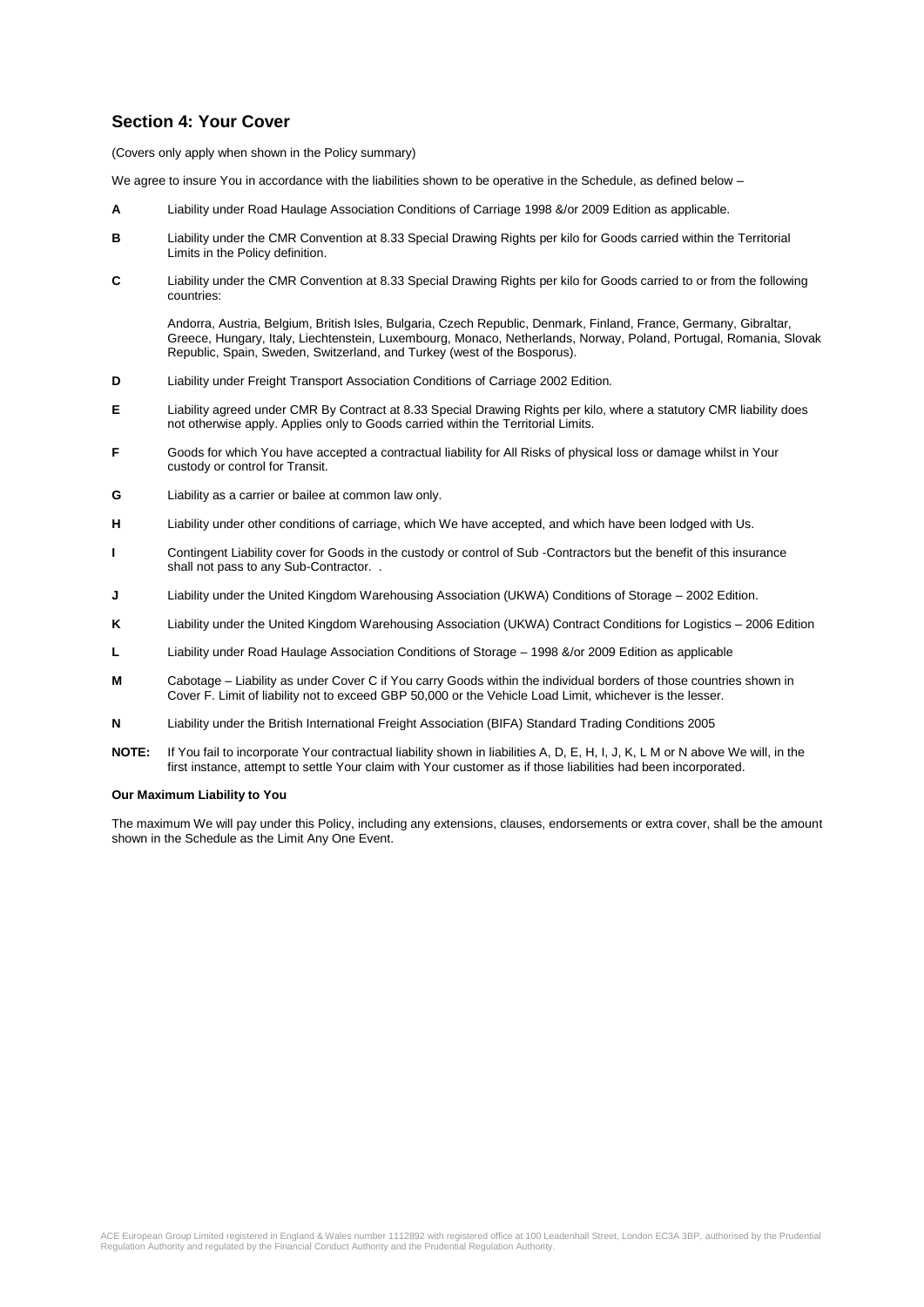## Section 4: Your Cover

(Covers only apply when shown in the Policy summary)

We agree to insure You in accordance with the liabilities shown to be operative in the Schedule, as defined below –

**A** Liability under Road Haulage Association Conditions of Carriage 1998 &/or 2009 Edition as applicable.

**B** Liability under the CMR Convention at 8.33 Special Drawing Rights per kilo for Goods carried within the Territorial Limits in the Policy definition.

**C** Liability under the CMR Convention at 8.33 Special Drawing Rights per kilo for Goods carried to or from the following countries:

Andorra, Austria, Belgium, British Isles, Bulgaria, Czech Republic, Denmark, Finland, France, Germany, Gibraltar, Greece, Hungary, Italy, Liechtenstein, Luxembourg, Monaco, Netherlands, Norway, Poland, Portugal, Romania, Slovak Republic, Spain, Sweden, Switzerland, and Turkey (west of the Bosporus).

**D** Liability under Freight Transport Association Conditions of Carriage 2002 Edition.

**E** Liability agreed under CMR By Contract at 8.33 Special Drawing Rights per kilo, where a statutory CMR liability does not otherwise apply. Applies only to Goods carried within the Territorial Limits.

**F** Goods for which You have accepted a contractual liability for All Risks of physical loss or damage whilst in Your custody or control for Transit.

**G** Liability as a carrier or bailee at common law only.

**H** Liability under other conditions of carriage, which We have accepted, and which have been lodged with Us.

**I** Contingent Liability cover for Goods in the custody or control of Sub -Contractors but the benefit of this insurance shall not pass to any Sub-Contractor. .

**J** Liability under the United Kingdom Warehousing Association (UKWA) Conditions of Storage – 2002 Edition.

**K** Liability under the United Kingdom Warehousing Association (UKWA) Contract Conditions for Logistics – 2006 Edition

**L** Liability under Road Haulage Association Conditions of Storage – 1998 &/or 2009 Edition as applicable

**M** Cabotage – Liability as under Cover C if You carry Goods within the individual borders of those countries shown in Cover F. Limit of liability not to exceed GBP 50,000 or the Vehicle Load Limit, whichever is the lesser.

**N** Liability under the British International Freight Association (BIFA) Standard Trading Conditions 2005

**NOTE:** If You fail to incorporate Your contractual liability shown in liabilities A, D, E, H, I, J, K, L M or N above We will, in the first instance, attempt to settle Your claim with Your customer as if those liabilities had been incorporated.

**Our Maximum Liability to You**

The maximum We will pay under this Policy, including any extensions, clauses, endorsements or extra cover, shall be the amount shown in the Schedule as the Limit Any One Event.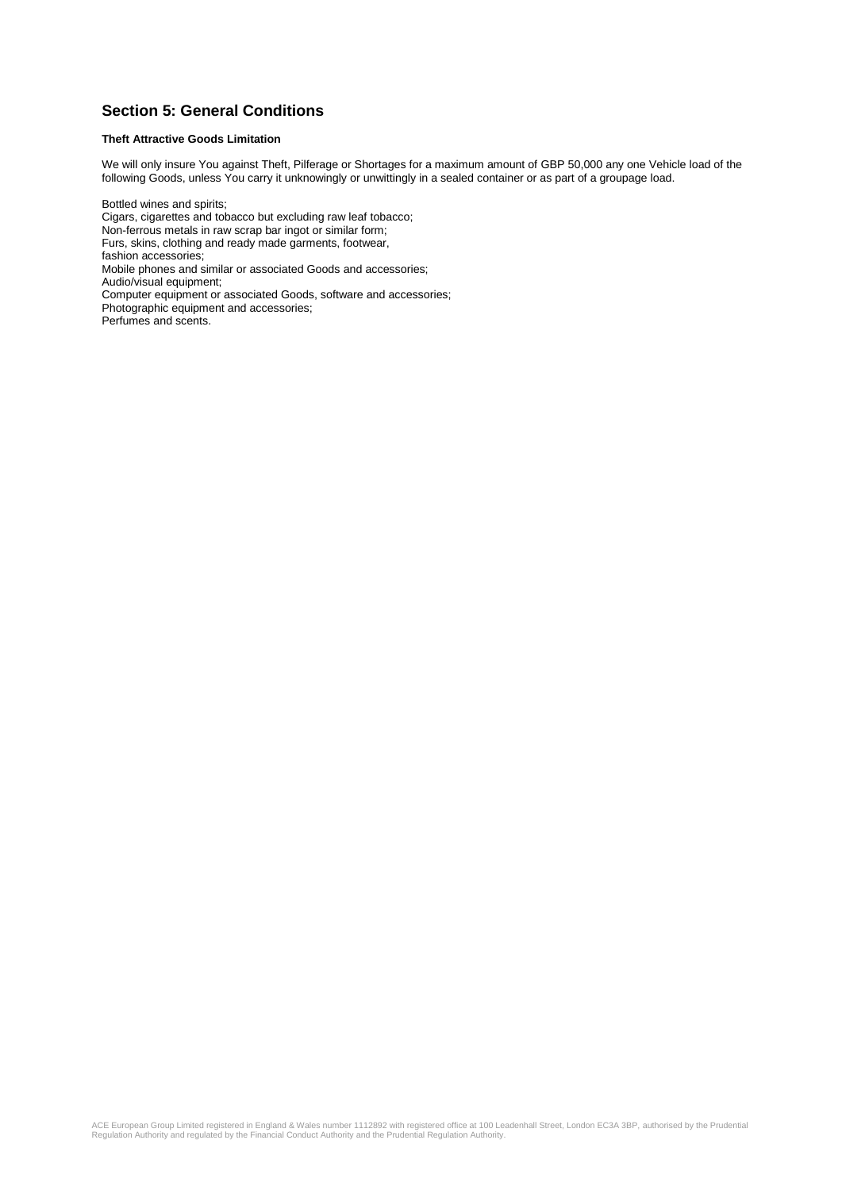## Section 5: General Conditions

**Theft Attractive Goods Limitation**

We will only insure You against Theft, Pilferage or Shortages for a maximum amount of GBP 50,000 any one Vehicle load of the following Goods, unless You carry it unknowingly or unwittingly in a sealed container or as part of a groupage load.

Bottled wines and spirits;
Cigars, cigarettes and tobacco but excluding raw leaf tobacco;
Non-ferrous metals in raw scrap bar ingot or similar form;
Furs, skins, clothing and ready made garments, footwear,
fashion accessories;
Mobile phones and similar or associated Goods and accessories;
Audio/visual equipment;
Computer equipment or associated Goods, software and accessories;
Photographic equipment and accessories;
Perfumes and scents.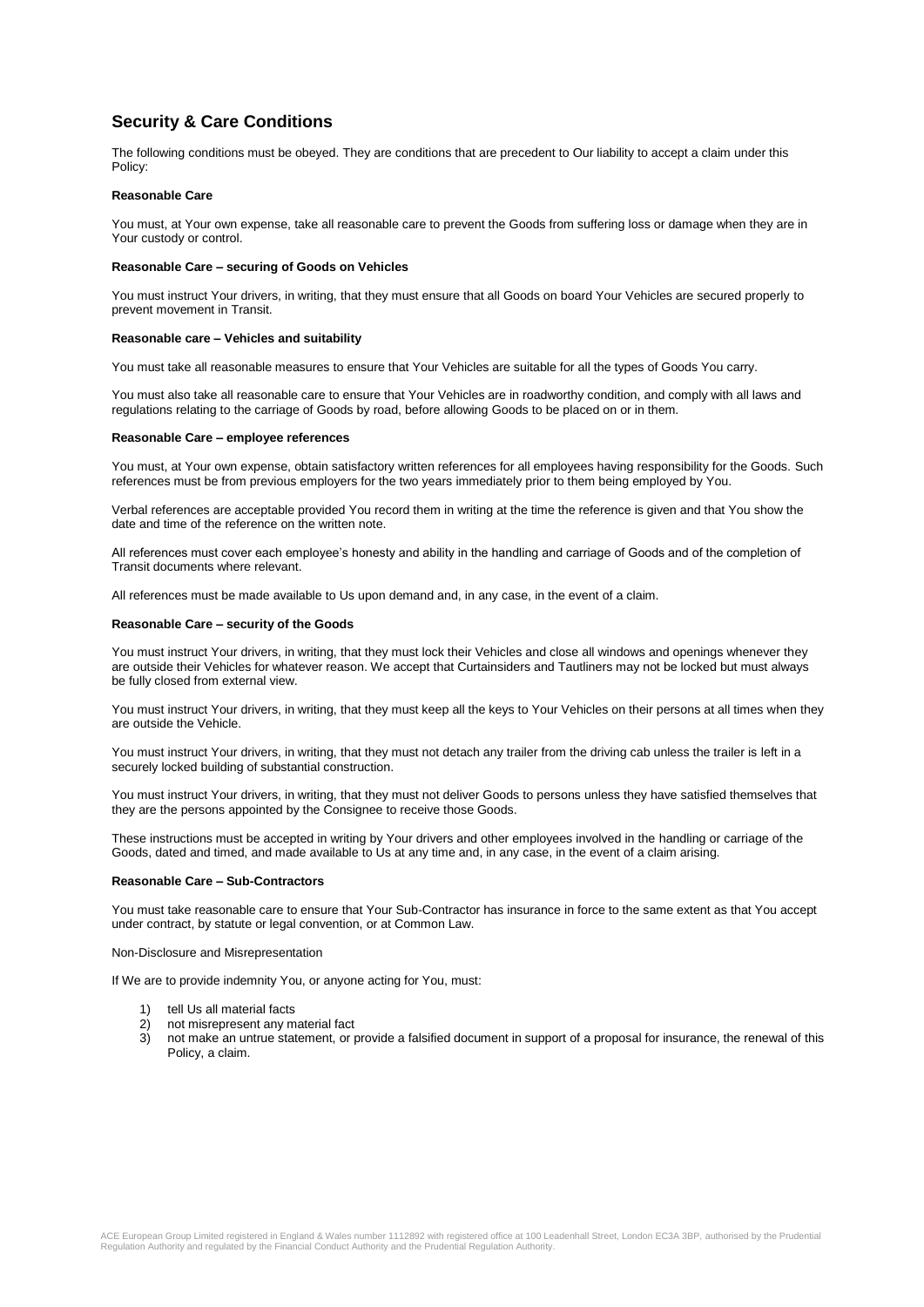## Security & Care Conditions

The following conditions must be obeyed. They are conditions that are precedent to Our liability to accept a claim under this Policy:

**Reasonable Care**

You must, at Your own expense, take all reasonable care to prevent the Goods from suffering loss or damage when they are in Your custody or control.

**Reasonable Care – securing of Goods on Vehicles**

You must instruct Your drivers, in writing, that they must ensure that all Goods on board Your Vehicles are secured properly to prevent movement in Transit.

**Reasonable care – Vehicles and suitability**

You must take all reasonable measures to ensure that Your Vehicles are suitable for all the types of Goods You carry.

You must also take all reasonable care to ensure that Your Vehicles are in roadworthy condition, and comply with all laws and regulations relating to the carriage of Goods by road, before allowing Goods to be placed on or in them.

**Reasonable Care – employee references**

You must, at Your own expense, obtain satisfactory written references for all employees having responsibility for the Goods. Such references must be from previous employers for the two years immediately prior to them being employed by You.

Verbal references are acceptable provided You record them in writing at the time the reference is given and that You show the date and time of the reference on the written note.

All references must cover each employee's honesty and ability in the handling and carriage of Goods and of the completion of Transit documents where relevant.

All references must be made available to Us upon demand and, in any case, in the event of a claim.

**Reasonable Care – security of the Goods**

You must instruct Your drivers, in writing, that they must lock their Vehicles and close all windows and openings whenever they are outside their Vehicles for whatever reason. We accept that Curtainsiders and Tautliners may not be locked but must always be fully closed from external view.

You must instruct Your drivers, in writing, that they must keep all the keys to Your Vehicles on their persons at all times when they are outside the Vehicle.

You must instruct Your drivers, in writing, that they must not detach any trailer from the driving cab unless the trailer is left in a securely locked building of substantial construction.

You must instruct Your drivers, in writing, that they must not deliver Goods to persons unless they have satisfied themselves that they are the persons appointed by the Consignee to receive those Goods.

These instructions must be accepted in writing by Your drivers and other employees involved in the handling or carriage of the Goods, dated and timed, and made available to Us at any time and, in any case, in the event of a claim arising.

**Reasonable Care – Sub-Contractors**

You must take reasonable care to ensure that Your Sub-Contractor has insurance in force to the same extent as that You accept under contract, by statute or legal convention, or at Common Law.

Non-Disclosure and Misrepresentation

If We are to provide indemnity You, or anyone acting for You, must:

1) tell Us all material facts
2) not misrepresent any material fact
3) not make an untrue statement, or provide a falsified document in support of a proposal for insurance, the renewal of this Policy, a claim.

ACE European Group Limited registered in England & Wales number 1112892 with registered office at 100 Leadenhall Street, London EC3A 3BP, authorised by the Prudential Regulation Authority and regulated by the Financial Conduct Authority and the Prudential Regulation Authority.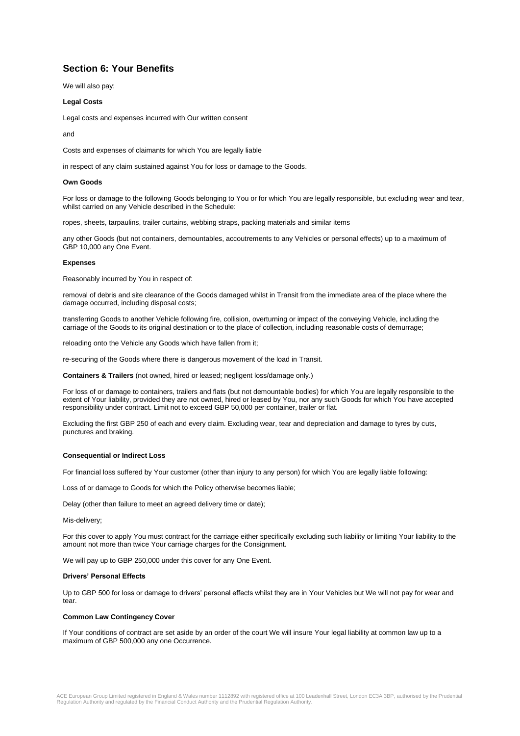## Section 6: Your Benefits

We will also pay:

**Legal Costs**

Legal costs and expenses incurred with Our written consent

and

Costs and expenses of claimants for which You are legally liable

in respect of any claim sustained against You for loss or damage to the Goods.

**Own Goods**

For loss or damage to the following Goods belonging to You or for which You are legally responsible, but excluding wear and tear, whilst carried on any Vehicle described in the Schedule:

ropes, sheets, tarpaulins, trailer curtains, webbing straps, packing materials and similar items

any other Goods (but not containers, demountables, accoutrements to any Vehicles or personal effects) up to a maximum of GBP 10,000 any One Event.

**Expenses**

Reasonably incurred by You in respect of:

removal of debris and site clearance of the Goods damaged whilst in Transit from the immediate area of the place where the damage occurred, including disposal costs;

transferring Goods to another Vehicle following fire, collision, overturning or impact of the conveying Vehicle, including the carriage of the Goods to its original destination or to the place of collection, including reasonable costs of demurrage;

reloading onto the Vehicle any Goods which have fallen from it;

re-securing of the Goods where there is dangerous movement of the load in Transit.

**Containers & Trailers** (not owned, hired or leased; negligent loss/damage only.)

For loss of or damage to containers, trailers and flats (but not demountable bodies) for which You are legally responsible to the extent of Your liability, provided they are not owned, hired or leased by You, nor any such Goods for which You have accepted responsibility under contract. Limit not to exceed GBP 50,000 per container, trailer or flat.

Excluding the first GBP 250 of each and every claim. Excluding wear, tear and depreciation and damage to tyres by cuts, punctures and braking.

**Consequential or Indirect Loss**

For financial loss suffered by Your customer (other than injury to any person) for which You are legally liable following:

Loss of or damage to Goods for which the Policy otherwise becomes liable;

Delay (other than failure to meet an agreed delivery time or date);

Mis-delivery;

For this cover to apply You must contract for the carriage either specifically excluding such liability or limiting Your liability to the amount not more than twice Your carriage charges for the Consignment.

We will pay up to GBP 250,000 under this cover for any One Event.

**Drivers' Personal Effects**

Up to GBP 500 for loss or damage to drivers' personal effects whilst they are in Your Vehicles but We will not pay for wear and tear.

**Common Law Contingency Cover**

If Your conditions of contract are set aside by an order of the court We will insure Your legal liability at common law up to a maximum of GBP 500,000 any one Occurrence.

ACE European Group Limited registered in England & Wales number 1112892 with registered office at 100 Leadenhall Street, London EC3A 3BP, authorised by the Prudential Regulation Authority and regulated by the Financial Conduct Authority and the Prudential Regulation Authority.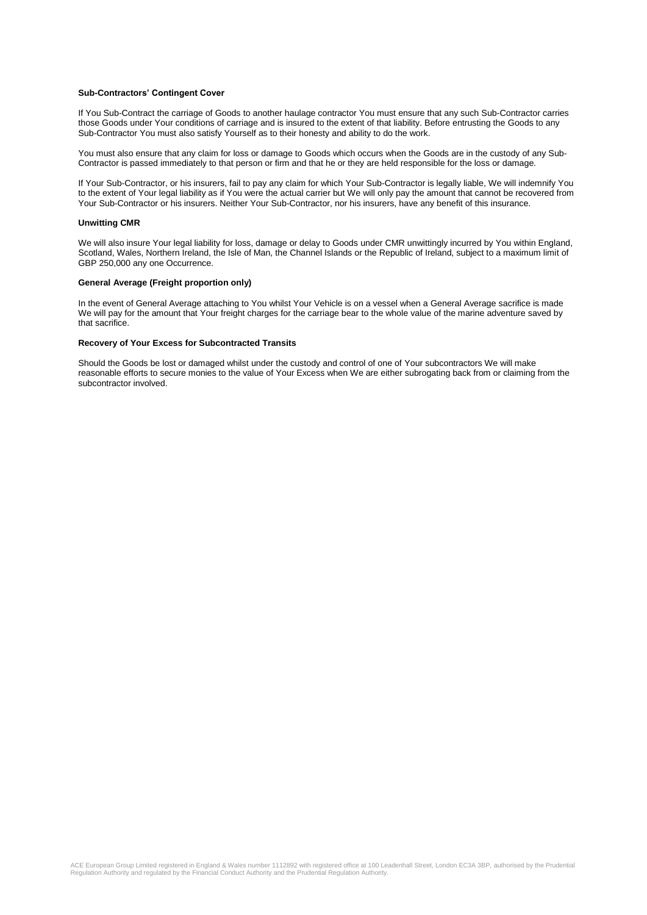**Sub-Contractors' Contingent Cover**

If You Sub-Contract the carriage of Goods to another haulage contractor You must ensure that any such Sub-Contractor carries those Goods under Your conditions of carriage and is insured to the extent of that liability. Before entrusting the Goods to any Sub-Contractor You must also satisfy Yourself as to their honesty and ability to do the work.

You must also ensure that any claim for loss or damage to Goods which occurs when the Goods are in the custody of any Sub-Contractor is passed immediately to that person or firm and that he or they are held responsible for the loss or damage.

If Your Sub-Contractor, or his insurers, fail to pay any claim for which Your Sub-Contractor is legally liable, We will indemnify You to the extent of Your legal liability as if You were the actual carrier but We will only pay the amount that cannot be recovered from Your Sub-Contractor or his insurers. Neither Your Sub-Contractor, nor his insurers, have any benefit of this insurance.

**Unwitting CMR**

We will also insure Your legal liability for loss, damage or delay to Goods under CMR unwittingly incurred by You within England, Scotland, Wales, Northern Ireland, the Isle of Man, the Channel Islands or the Republic of Ireland, subject to a maximum limit of GBP 250,000 any one Occurrence.

**General Average (Freight proportion only)**

In the event of General Average attaching to You whilst Your Vehicle is on a vessel when a General Average sacrifice is made We will pay for the amount that Your freight charges for the carriage bear to the whole value of the marine adventure saved by that sacrifice.

**Recovery of Your Excess for Subcontracted Transits**

Should the Goods be lost or damaged whilst under the custody and control of one of Your subcontractors We will make reasonable efforts to secure monies to the value of Your Excess when We are either subrogating back from or claiming from the subcontractor involved.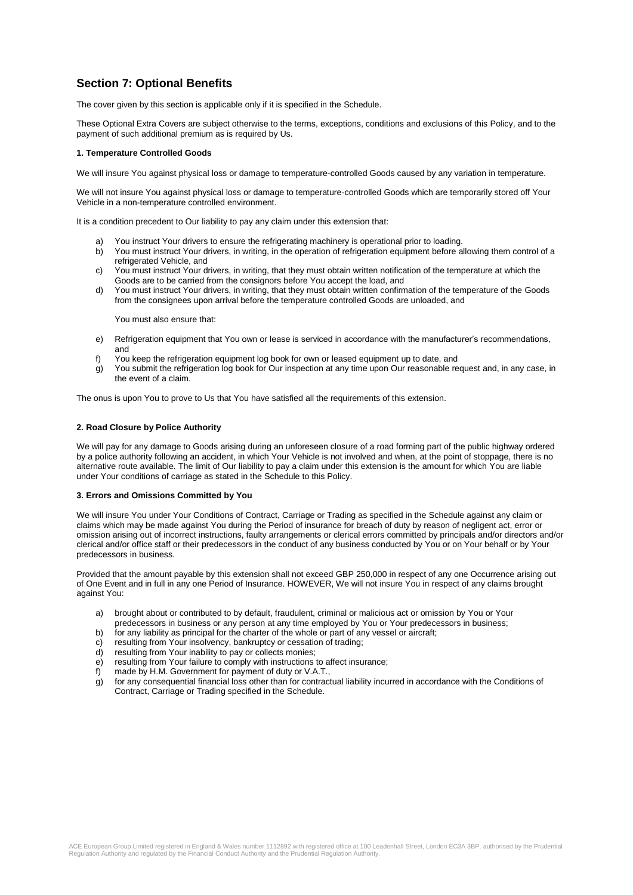## Section 7: Optional Benefits

The cover given by this section is applicable only if it is specified in the Schedule.

These Optional Extra Covers are subject otherwise to the terms, exceptions, conditions and exclusions of this Policy, and to the payment of such additional premium as is required by Us.

#### 1. Temperature Controlled Goods

We will insure You against physical loss or damage to temperature-controlled Goods caused by any variation in temperature.

We will not insure You against physical loss or damage to temperature-controlled Goods which are temporarily stored off Your Vehicle in a non-temperature controlled environment.

It is a condition precedent to Our liability to pay any claim under this extension that:

a) You instruct Your drivers to ensure the refrigerating machinery is operational prior to loading.
b) You must instruct Your drivers, in writing, in the operation of refrigeration equipment before allowing them control of a refrigerated Vehicle, and
c) You must instruct Your drivers, in writing, that they must obtain written notification of the temperature at which the Goods are to be carried from the consignors before You accept the load, and
d) You must instruct Your drivers, in writing, that they must obtain written confirmation of the temperature of the Goods from the consignees upon arrival before the temperature controlled Goods are unloaded, and

   You must also ensure that:

e) Refrigeration equipment that You own or lease is serviced in accordance with the manufacturer's recommendations, and
f) You keep the refrigeration equipment log book for own or leased equipment up to date, and
g) You submit the refrigeration log book for Our inspection at any time upon Our reasonable request and, in any case, in the event of a claim.

The onus is upon You to prove to Us that You have satisfied all the requirements of this extension.

#### 2. Road Closure by Police Authority

We will pay for any damage to Goods arising during an unforeseen closure of a road forming part of the public highway ordered by a police authority following an accident, in which Your Vehicle is not involved and when, at the point of stoppage, there is no alternative route available. The limit of Our liability to pay a claim under this extension is the amount for which You are liable under Your conditions of carriage as stated in the Schedule to this Policy.

#### 3. Errors and Omissions Committed by You

We will insure You under Your Conditions of Contract, Carriage or Trading as specified in the Schedule against any claim or claims which may be made against You during the Period of insurance for breach of duty by reason of negligent act, error or omission arising out of incorrect instructions, faulty arrangements or clerical errors committed by principals and/or directors and/or clerical and/or office staff or their predecessors in the conduct of any business conducted by You or on Your behalf or by Your predecessors in business.

Provided that the amount payable by this extension shall not exceed GBP 250,000 in respect of any one Occurrence arising out of One Event and in full in any one Period of Insurance. HOWEVER, We will not insure You in respect of any claims brought against You:

a) brought about or contributed to by default, fraudulent, criminal or malicious act or omission by You or Your predecessors in business or any person at any time employed by You or Your predecessors in business;
b) for any liability as principal for the charter of the whole or part of any vessel or aircraft;
c) resulting from Your insolvency, bankruptcy or cessation of trading;
d) resulting from Your inability to pay or collects monies;
e) resulting from Your failure to comply with instructions to affect insurance;
f) made by H.M. Government for payment of duty or V.A.T.,
g) for any consequential financial loss other than for contractual liability incurred in accordance with the Conditions of Contract, Carriage or Trading specified in the Schedule.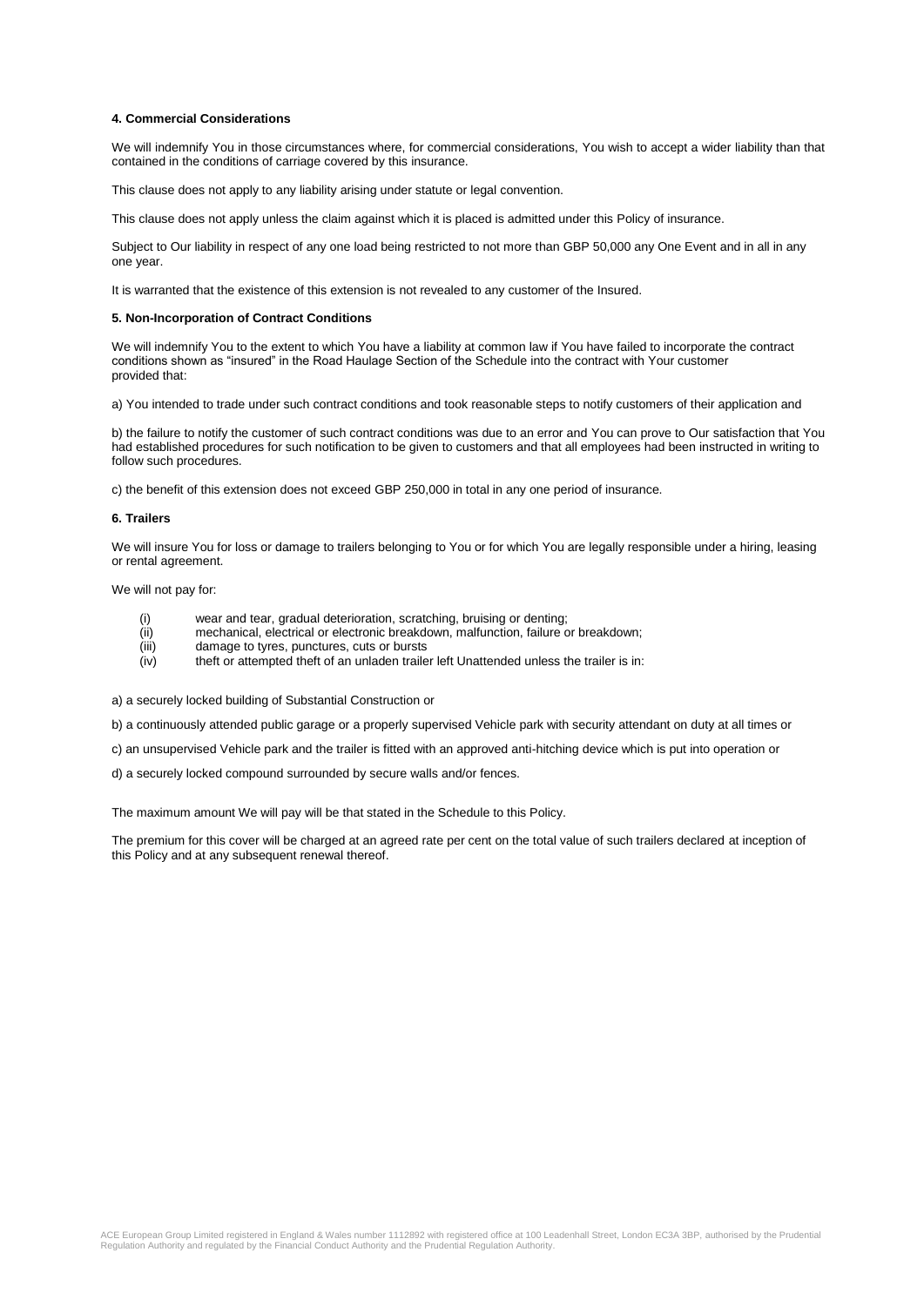#### 4. Commercial Considerations

We will indemnify You in those circumstances where, for commercial considerations, You wish to accept a wider liability than that contained in the conditions of carriage covered by this insurance.

This clause does not apply to any liability arising under statute or legal convention.

This clause does not apply unless the claim against which it is placed is admitted under this Policy of insurance.

Subject to Our liability in respect of any one load being restricted to not more than GBP 50,000 any One Event and in all in any one year.

It is warranted that the existence of this extension is not revealed to any customer of the Insured.

#### 5. Non-Incorporation of Contract Conditions

We will indemnify You to the extent to which You have a liability at common law if You have failed to incorporate the contract conditions shown as "insured" in the Road Haulage Section of the Schedule into the contract with Your customer provided that:

a) You intended to trade under such contract conditions and took reasonable steps to notify customers of their application and

b) the failure to notify the customer of such contract conditions was due to an error and You can prove to Our satisfaction that You had established procedures for such notification to be given to customers and that all employees had been instructed in writing to follow such procedures.

c) the benefit of this extension does not exceed GBP 250,000 in total in any one period of insurance.

#### 6. Trailers

We will insure You for loss or damage to trailers belonging to You or for which You are legally responsible under a hiring, leasing or rental agreement.

We will not pay for:

(i) wear and tear, gradual deterioration, scratching, bruising or denting;
(ii) mechanical, electrical or electronic breakdown, malfunction, failure or breakdown;
(iii) damage to tyres, punctures, cuts or bursts
(iv) theft or attempted theft of an unladen trailer left Unattended unless the trailer is in:

a) a securely locked building of Substantial Construction or

b) a continuously attended public garage or a properly supervised Vehicle park with security attendant on duty at all times or

c) an unsupervised Vehicle park and the trailer is fitted with an approved anti-hitching device which is put into operation or

d) a securely locked compound surrounded by secure walls and/or fences.

The maximum amount We will pay will be that stated in the Schedule to this Policy.

The premium for this cover will be charged at an agreed rate per cent on the total value of such trailers declared at inception of this Policy and at any subsequent renewal thereof.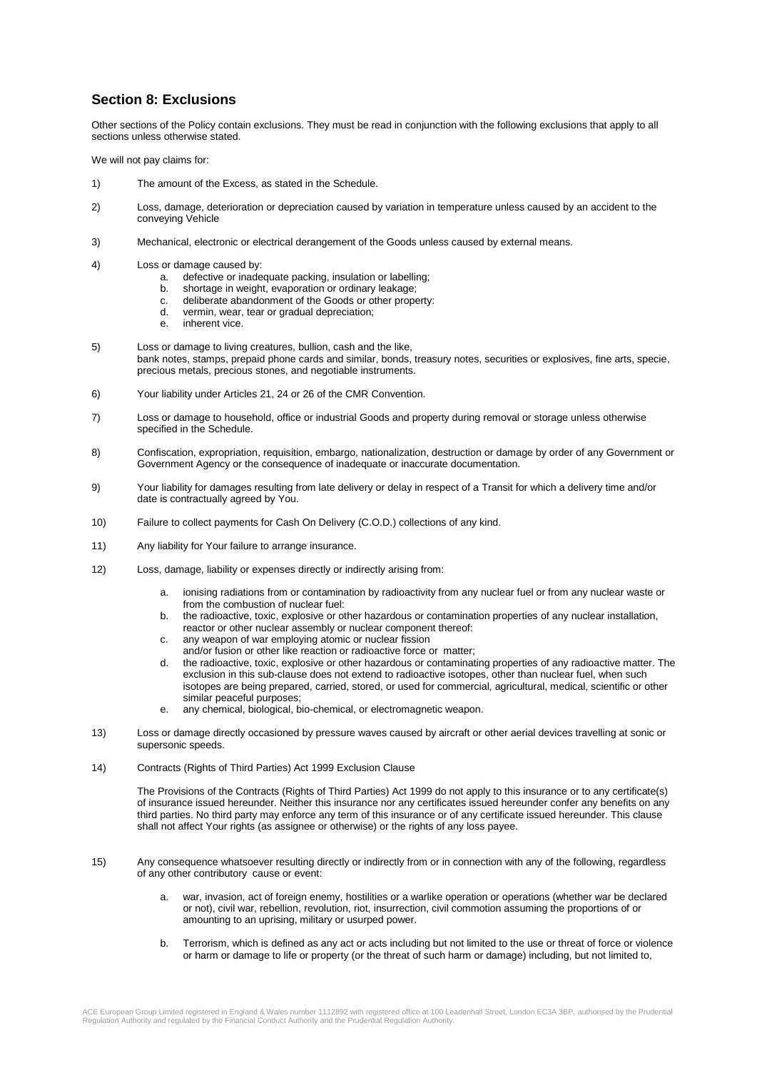## Section 8: Exclusions

Other sections of the Policy contain exclusions. They must be read in conjunction with the following exclusions that apply to all sections unless otherwise stated.

We will not pay claims for:

1) The amount of the Excess, as stated in the Schedule.

2) Loss, damage, deterioration or depreciation caused by variation in temperature unless caused by an accident to the conveying Vehicle

3) Mechanical, electronic or electrical derangement of the Goods unless caused by external means.

4) Loss or damage caused by:
   a. defective or inadequate packing, insulation or labelling;
   b. shortage in weight, evaporation or ordinary leakage;
   c. deliberate abandonment of the Goods or other property:
   d. vermin, wear, tear or gradual depreciation;
   e. inherent vice.

5) Loss or damage to living creatures, bullion, cash and the like, bank notes, stamps, prepaid phone cards and similar, bonds, treasury notes, securities or explosives, fine arts, specie, precious metals, precious stones, and negotiable instruments.

6) Your liability under Articles 21, 24 or 26 of the CMR Convention.

7) Loss or damage to household, office or industrial Goods and property during removal or storage unless otherwise specified in the Schedule.

8) Confiscation, expropriation, requisition, embargo, nationalization, destruction or damage by order of any Government or Government Agency or the consequence of inadequate or inaccurate documentation.

9) Your liability for damages resulting from late delivery or delay in respect of a Transit for which a delivery time and/or date is contractually agreed by You.

10) Failure to collect payments for Cash On Delivery (C.O.D.) collections of any kind.

11) Any liability for Your failure to arrange insurance.

12) Loss, damage, liability or expenses directly or indirectly arising from:
   a. ionising radiations from or contamination by radioactivity from any nuclear fuel or from any nuclear waste or from the combustion of nuclear fuel:
   b. the radioactive, toxic, explosive or other hazardous or contamination properties of any nuclear installation, reactor or other nuclear assembly or nuclear component thereof:
   c. any weapon of war employing atomic or nuclear fission and/or fusion or other like reaction or radioactive force or matter;
   d. the radioactive, toxic, explosive or other hazardous or contaminating properties of any radioactive matter. The exclusion in this sub-clause does not extend to radioactive isotopes, other than nuclear fuel, when such isotopes are being prepared, carried, stored, or used for commercial, agricultural, medical, scientific or other similar peaceful purposes;
   e. any chemical, biological, bio-chemical, or electromagnetic weapon.

13) Loss or damage directly occasioned by pressure waves caused by aircraft or other aerial devices travelling at sonic or supersonic speeds.

14) Contracts (Rights of Third Parties) Act 1999 Exclusion Clause

    The Provisions of the Contracts (Rights of Third Parties) Act 1999 do not apply to this insurance or to any certificate(s) of insurance issued hereunder. Neither this insurance nor any certificates issued hereunder confer any benefits on any third parties. No third party may enforce any term of this insurance or of any certificate issued hereunder. This clause shall not affect Your rights (as assignee or otherwise) or the rights of any loss payee.

15) Any consequence whatsoever resulting directly or indirectly from or in connection with any of the following, regardless of any other contributory cause or event:

   a. war, invasion, act of foreign enemy, hostilities or a warlike operation or operations (whether war be declared or not), civil war, rebellion, revolution, riot, insurrection, civil commotion assuming the proportions of or amounting to an uprising, military or usurped power.

   b. Terrorism, which is defined as any act or acts including but not limited to the use or threat of force or violence or harm or damage to life or property (or the threat of such harm or damage) including, but not limited to,

ACE European Group Limited registered in England & Wales number 1112892 with registered office at 100 Leadenhall Street, London EC3A 3BP, authorised by the Prudential Regulation Authority and regulated by the Financial Conduct Authority and the Prudential Regulation Authority.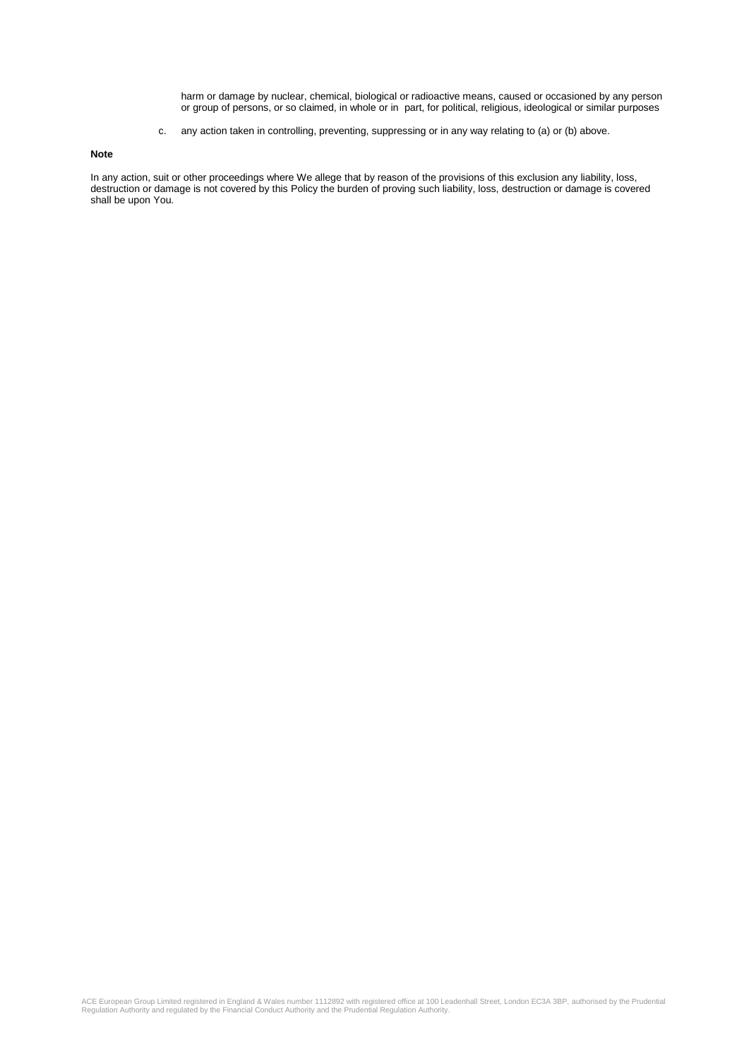harm or damage by nuclear, chemical, biological or radioactive means, caused or occasioned by any person or group of persons, or so claimed, in whole or in part, for political, religious, ideological or similar purposes

c. any action taken in controlling, preventing, suppressing or in any way relating to (a) or (b) above.

**Note**

In any action, suit or other proceedings where We allege that by reason of the provisions of this exclusion any liability, loss, destruction or damage is not covered by this Policy the burden of proving such liability, loss, destruction or damage is covered shall be upon You.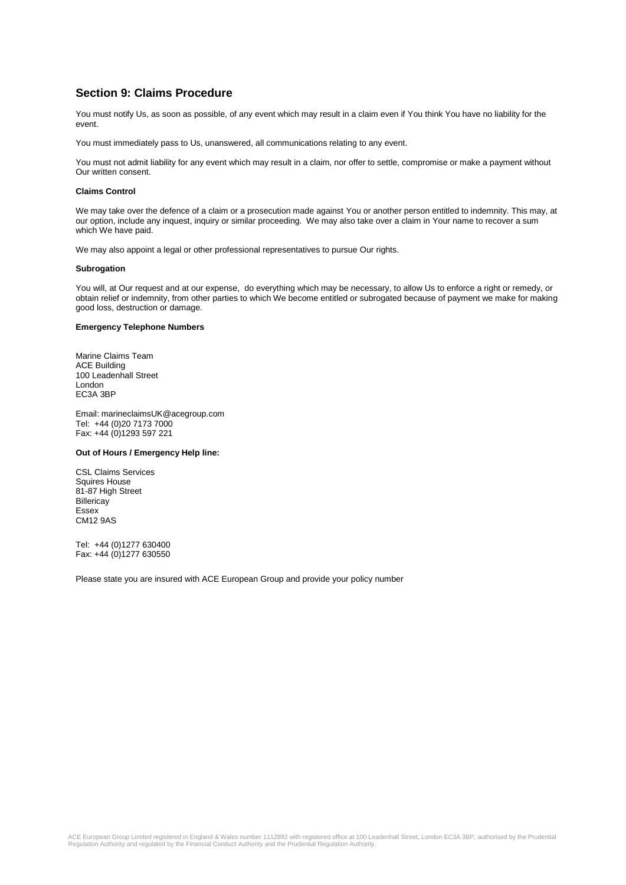## Section 9: Claims Procedure

You must notify Us, as soon as possible, of any event which may result in a claim even if You think You have no liability for the event.

You must immediately pass to Us, unanswered, all communications relating to any event.

You must not admit liability for any event which may result in a claim, nor offer to settle, compromise or make a payment without Our written consent.

#### Claims Control

We may take over the defence of a claim or a prosecution made against You or another person entitled to indemnity. This may, at our option, include any inquest, inquiry or similar proceeding. We may also take over a claim in Your name to recover a sum which We have paid.

We may also appoint a legal or other professional representatives to pursue Our rights.

#### Subrogation

You will, at Our request and at our expense, do everything which may be necessary, to allow Us to enforce a right or remedy, or obtain relief or indemnity, from other parties to which We become entitled or subrogated because of payment we make for making good loss, destruction or damage.

#### Emergency Telephone Numbers

Marine Claims Team
ACE Building
100 Leadenhall Street
London
EC3A 3BP

Email: marineclaimsUK@acegroup.com
Tel: +44 (0)20 7173 7000
Fax: +44 (0)1293 597 221

#### Out of Hours / Emergency Help line:

CSL Claims Services
Squires House
81-87 High Street
Billericay
Essex
CM12 9AS

Tel: +44 (0)1277 630400
Fax: +44 (0)1277 630550

Please state you are insured with ACE European Group and provide your policy number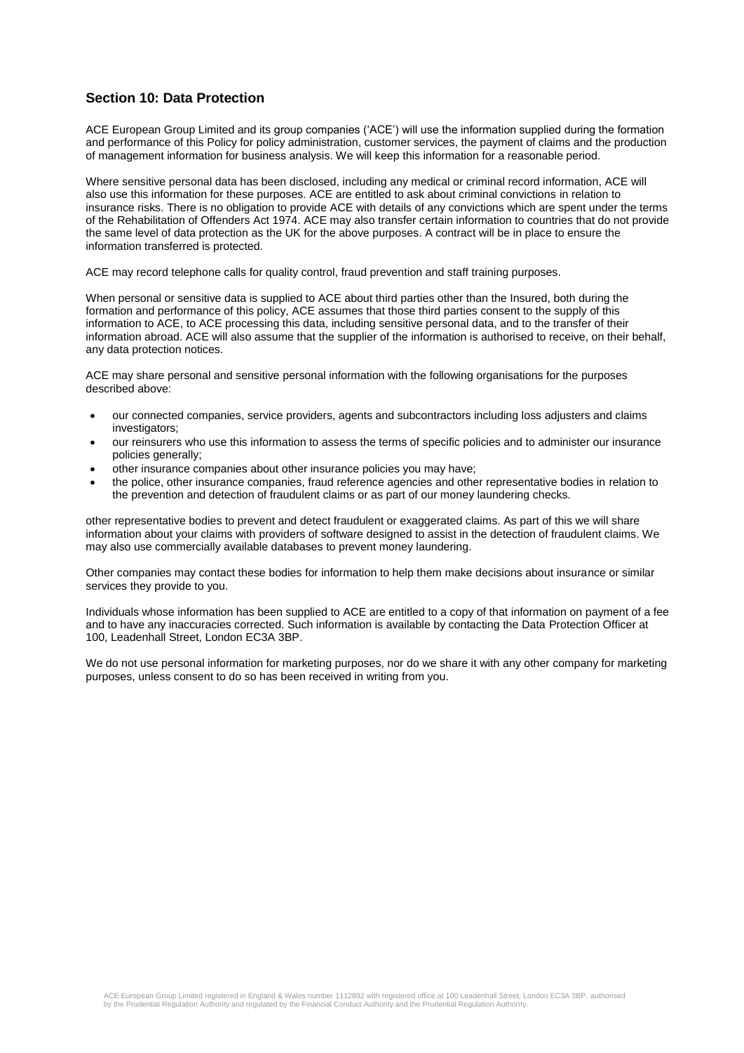## Section 10: Data Protection

ACE European Group Limited and its group companies ('ACE') will use the information supplied during the formation and performance of this Policy for policy administration, customer services, the payment of claims and the production of management information for business analysis. We will keep this information for a reasonable period.

Where sensitive personal data has been disclosed, including any medical or criminal record information, ACE will also use this information for these purposes. ACE are entitled to ask about criminal convictions in relation to insurance risks. There is no obligation to provide ACE with details of any convictions which are spent under the terms of the Rehabilitation of Offenders Act 1974. ACE may also transfer certain information to countries that do not provide the same level of data protection as the UK for the above purposes. A contract will be in place to ensure the information transferred is protected.

ACE may record telephone calls for quality control, fraud prevention and staff training purposes.

When personal or sensitive data is supplied to ACE about third parties other than the Insured, both during the formation and performance of this policy, ACE assumes that those third parties consent to the supply of this information to ACE, to ACE processing this data, including sensitive personal data, and to the transfer of their information abroad. ACE will also assume that the supplier of the information is authorised to receive, on their behalf, any data protection notices.

ACE may share personal and sensitive personal information with the following organisations for the purposes described above:

- our connected companies, service providers, agents and subcontractors including loss adjusters and claims investigators;
- our reinsurers who use this information to assess the terms of specific policies and to administer our insurance policies generally;
- other insurance companies about other insurance policies you may have;
- the police, other insurance companies, fraud reference agencies and other representative bodies in relation to the prevention and detection of fraudulent claims or as part of our money laundering checks.

other representative bodies to prevent and detect fraudulent or exaggerated claims. As part of this we will share information about your claims with providers of software designed to assist in the detection of fraudulent claims. We may also use commercially available databases to prevent money laundering.

Other companies may contact these bodies for information to help them make decisions about insurance or similar services they provide to you.

Individuals whose information has been supplied to ACE are entitled to a copy of that information on payment of a fee and to have any inaccuracies corrected. Such information is available by contacting the Data Protection Officer at 100, Leadenhall Street, London EC3A 3BP.

We do not use personal information for marketing purposes, nor do we share it with any other company for marketing purposes, unless consent to do so has been received in writing from you.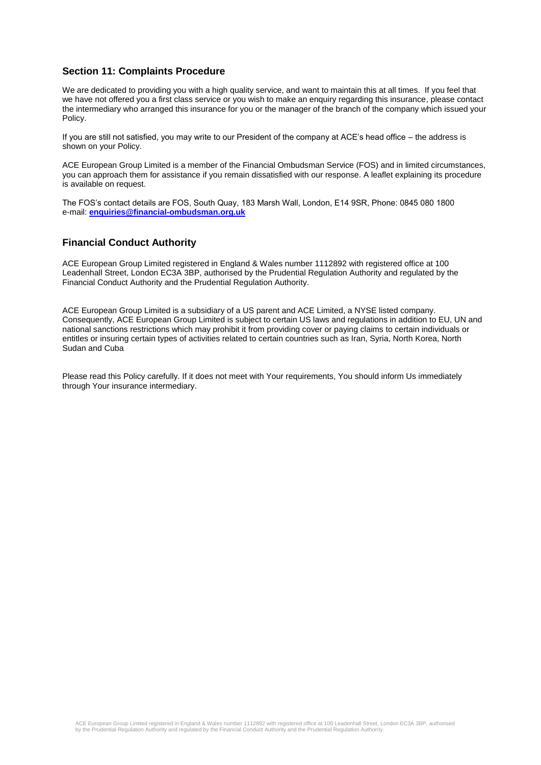## Section 11: Complaints Procedure

We are dedicated to providing you with a high quality service, and want to maintain this at all times. If you feel that we have not offered you a first class service or you wish to make an enquiry regarding this insurance, please contact the intermediary who arranged this insurance for you or the manager of the branch of the company which issued your Policy.

If you are still not satisfied, you may write to our President of the company at ACE's head office – the address is shown on your Policy.

ACE European Group Limited is a member of the Financial Ombudsman Service (FOS) and in limited circumstances, you can approach them for assistance if you remain dissatisfied with our response. A leaflet explaining its procedure is available on request.

The FOS's contact details are FOS, South Quay, 183 Marsh Wall, London, E14 9SR, Phone: 0845 080 1800
e-mail: **enquiries@financial-ombudsman.org.uk**

## Financial Conduct Authority

ACE European Group Limited registered in England & Wales number 1112892 with registered office at 100 Leadenhall Street, London EC3A 3BP, authorised by the Prudential Regulation Authority and regulated by the Financial Conduct Authority and the Prudential Regulation Authority.

ACE European Group Limited is a subsidiary of a US parent and ACE Limited, a NYSE listed company. Consequently, ACE European Group Limited is subject to certain US laws and regulations in addition to EU, UN and national sanctions restrictions which may prohibit it from providing cover or paying claims to certain individuals or entitles or insuring certain types of activities related to certain countries such as Iran, Syria, North Korea, North Sudan and Cuba

Please read this Policy carefully. If it does not meet with Your requirements, You should inform Us immediately through Your insurance intermediary.